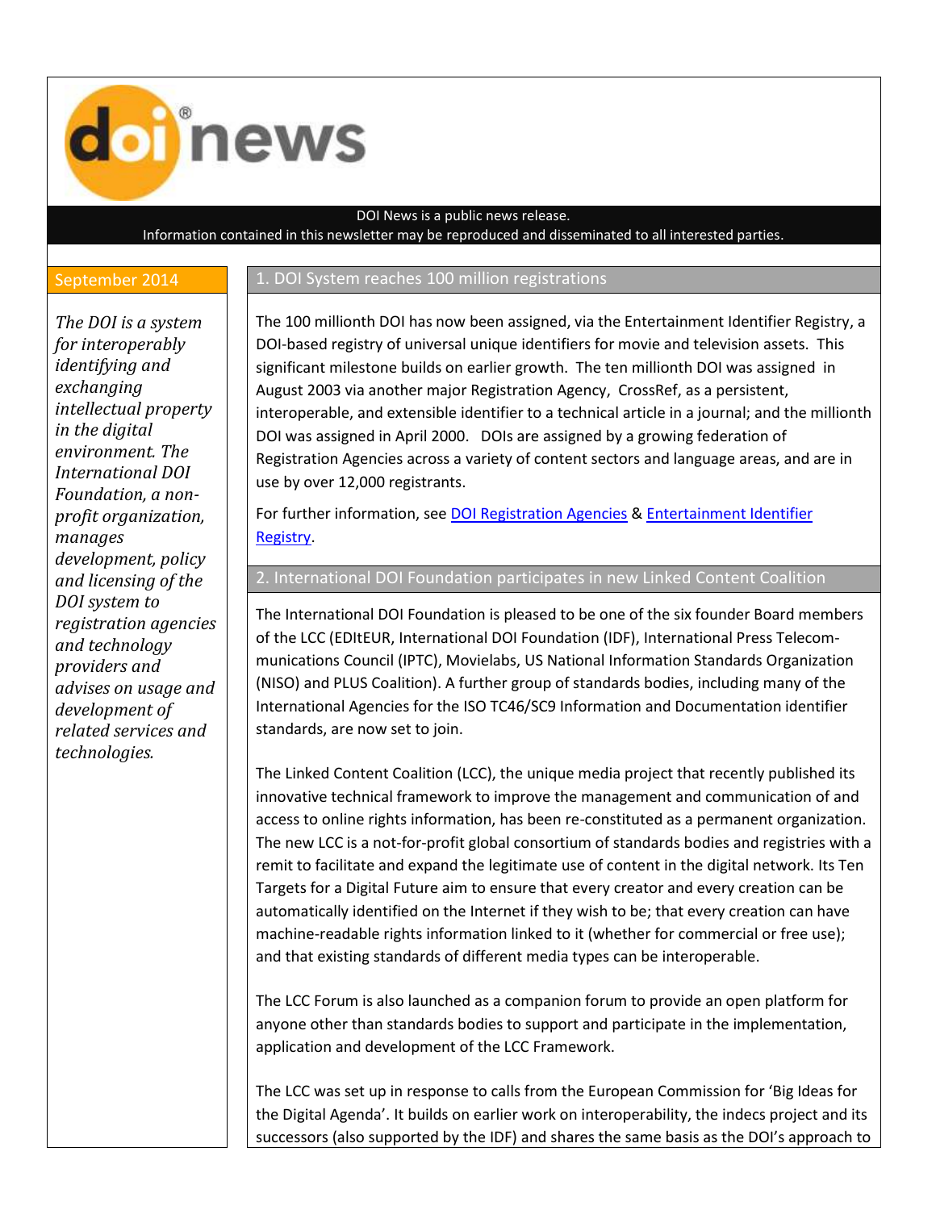# doi news

DOI News is a public news release.
Information contained in this newsletter may be reproduced and disseminated to all interested parties.

**September 2014**

*The DOI is a system for interoperably identifying and exchanging intellectual property in the digital environment. The International DOI Foundation, a non-profit organization, manages development, policy and licensing of the DOI system to registration agencies and technology providers and advises on usage and development of related services and technologies.*

## 1. DOI System reaches 100 million registrations

The 100 millionth DOI has now been assigned, via the Entertainment Identifier Registry, a DOI-based registry of universal unique identifiers for movie and television assets. This significant milestone builds on earlier growth. The ten millionth DOI was assigned in August 2003 via another major Registration Agency, CrossRef, as a persistent, interoperable, and extensible identifier to a technical article in a journal; and the millionth DOI was assigned in April 2000. DOIs are assigned by a growing federation of Registration Agencies across a variety of content sectors and language areas, and are in use by over 12,000 registrants.

For further information, see DOI Registration Agencies & Entertainment Identifier Registry.

## 2. International DOI Foundation participates in new Linked Content Coalition

The International DOI Foundation is pleased to be one of the six founder Board members of the LCC (EDItEUR, International DOI Foundation (IDF), International Press Telecommunications Council (IPTC), Movielabs, US National Information Standards Organization (NISO) and PLUS Coalition). A further group of standards bodies, including many of the International Agencies for the ISO TC46/SC9 Information and Documentation identifier standards, are now set to join.

The Linked Content Coalition (LCC), the unique media project that recently published its innovative technical framework to improve the management and communication of and access to online rights information, has been re-constituted as a permanent organization. The new LCC is a not-for-profit global consortium of standards bodies and registries with a remit to facilitate and expand the legitimate use of content in the digital network. Its Ten Targets for a Digital Future aim to ensure that every creator and every creation can be automatically identified on the Internet if they wish to be; that every creation can have machine-readable rights information linked to it (whether for commercial or free use); and that existing standards of different media types can be interoperable.

The LCC Forum is also launched as a companion forum to provide an open platform for anyone other than standards bodies to support and participate in the implementation, application and development of the LCC Framework.

The LCC was set up in response to calls from the European Commission for 'Big Ideas for the Digital Agenda'. It builds on earlier work on interoperability, the indecs project and its successors (also supported by the IDF) and shares the same basis as the DOI's approach to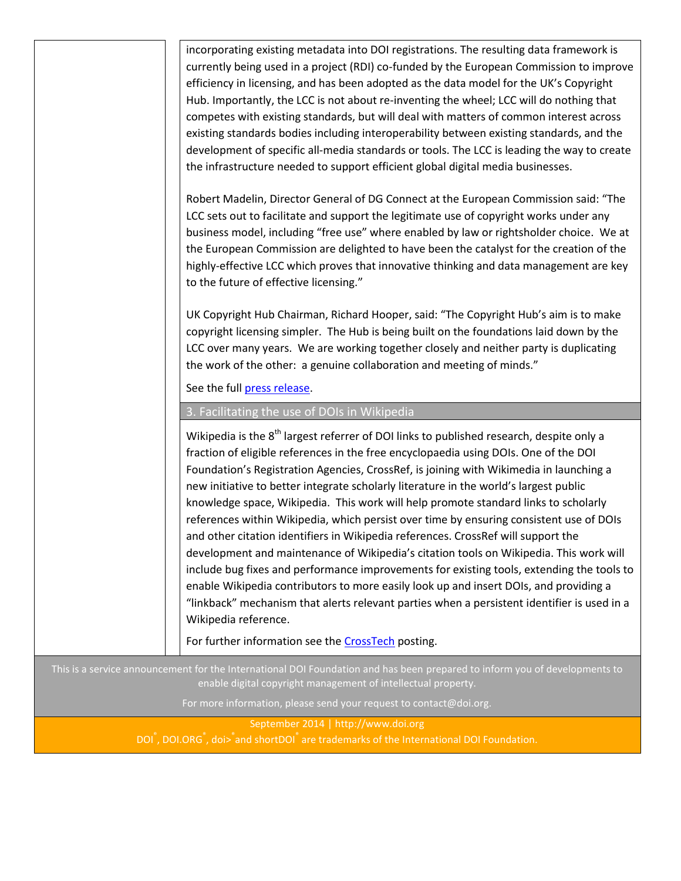incorporating existing metadata into DOI registrations. The resulting data framework is currently being used in a project (RDI) co-funded by the European Commission to improve efficiency in licensing, and has been adopted as the data model for the UK's Copyright Hub. Importantly, the LCC is not about re-inventing the wheel; LCC will do nothing that competes with existing standards, but will deal with matters of common interest across existing standards bodies including interoperability between existing standards, and the development of specific all-media standards or tools. The LCC is leading the way to create the infrastructure needed to support efficient global digital media businesses.

Robert Madelin, Director General of DG Connect at the European Commission said: "The LCC sets out to facilitate and support the legitimate use of copyright works under any business model, including "free use" where enabled by law or rightsholder choice. We at the European Commission are delighted to have been the catalyst for the creation of the highly-effective LCC which proves that innovative thinking and data management are key to the future of effective licensing."

UK Copyright Hub Chairman, Richard Hooper, said: "The Copyright Hub's aim is to make copyright licensing simpler. The Hub is being built on the foundations laid down by the LCC over many years. We are working together closely and neither party is duplicating the work of the other: a genuine collaboration and meeting of minds."

See the full press release.

## 3. Facilitating the use of DOIs in Wikipedia

Wikipedia is the 8th largest referrer of DOI links to published research, despite only a fraction of eligible references in the free encyclopaedia using DOIs. One of the DOI Foundation's Registration Agencies, CrossRef, is joining with Wikimedia in launching a new initiative to better integrate scholarly literature in the world's largest public knowledge space, Wikipedia. This work will help promote standard links to scholarly references within Wikipedia, which persist over time by ensuring consistent use of DOIs and other citation identifiers in Wikipedia references. CrossRef will support the development and maintenance of Wikipedia's citation tools on Wikipedia. This work will include bug fixes and performance improvements for existing tools, extending the tools to enable Wikipedia contributors to more easily look up and insert DOIs, and providing a "linkback" mechanism that alerts relevant parties when a persistent identifier is used in a Wikipedia reference.

For further information see the CrossTech posting.

This is a service announcement for the International DOI Foundation and has been prepared to inform you of developments to enable digital copyright management of intellectual property.

For more information, please send your request to contact@doi.org.

September 2014 | http://www.doi.org

DOI®, DOI.ORG®, doi>® and shortDOI® are trademarks of the International DOI Foundation.